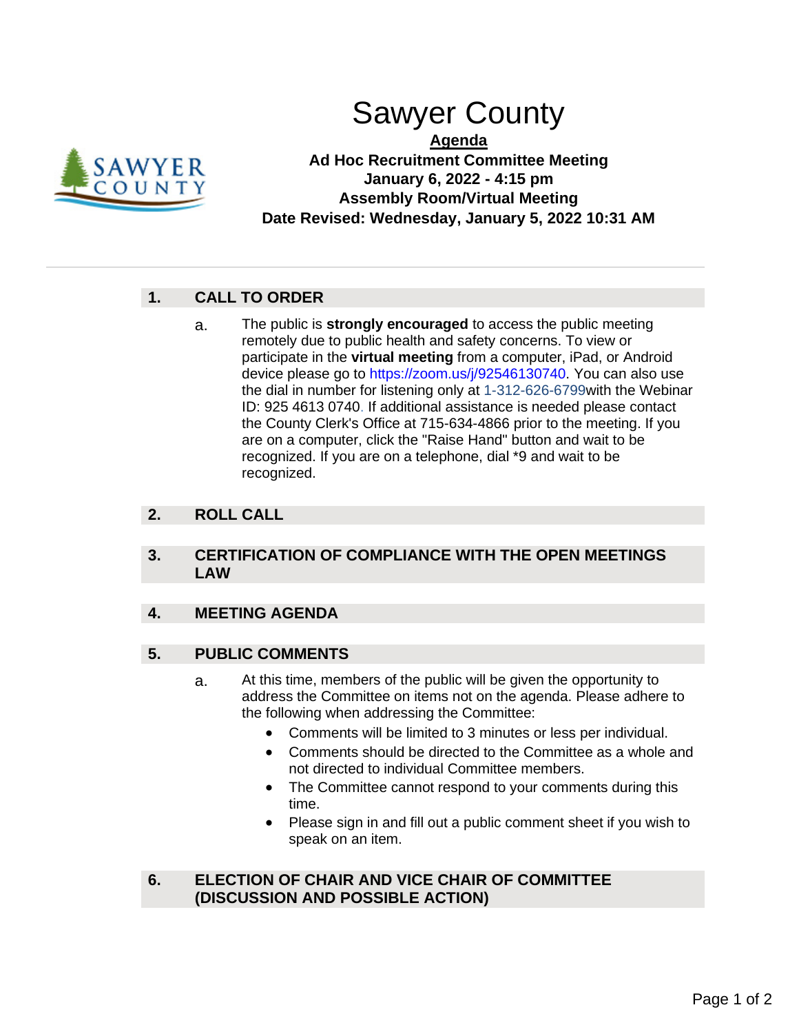# Sawyer County

**Agenda**

**Ad Hoc Recruitment Committee Meeting**
**January 6, 2022 - 4:15 pm**
**Assembly Room/Virtual Meeting**
**Date Revised: Wednesday, January 5, 2022 10:31 AM**

---

## 1. CALL TO ORDER

a. The public is **strongly encouraged** to access the public meeting remotely due to public health and safety concerns. To view or participate in the **virtual meeting** from a computer, iPad, or Android device please go to https://zoom.us/j/92546130740. You can also use the dial in number for listening only at 1-312-626-6799with the Webinar ID: 925 4613 0740. If additional assistance is needed please contact the County Clerk's Office at 715-634-4866 prior to the meeting. If you are on a computer, click the "Raise Hand" button and wait to be recognized. If you are on a telephone, dial *9 and wait to be recognized.

## 2. ROLL CALL

## 3. CERTIFICATION OF COMPLIANCE WITH THE OPEN MEETINGS LAW

## 4. MEETING AGENDA

## 5. PUBLIC COMMENTS

a. At this time, members of the public will be given the opportunity to address the Committee on items not on the agenda. Please adhere to the following when addressing the Committee:

- Comments will be limited to 3 minutes or less per individual.
- Comments should be directed to the Committee as a whole and not directed to individual Committee members.
- The Committee cannot respond to your comments during this time.
- Please sign in and fill out a public comment sheet if you wish to speak on an item.

## 6. ELECTION OF CHAIR AND VICE CHAIR OF COMMITTEE (DISCUSSION AND POSSIBLE ACTION)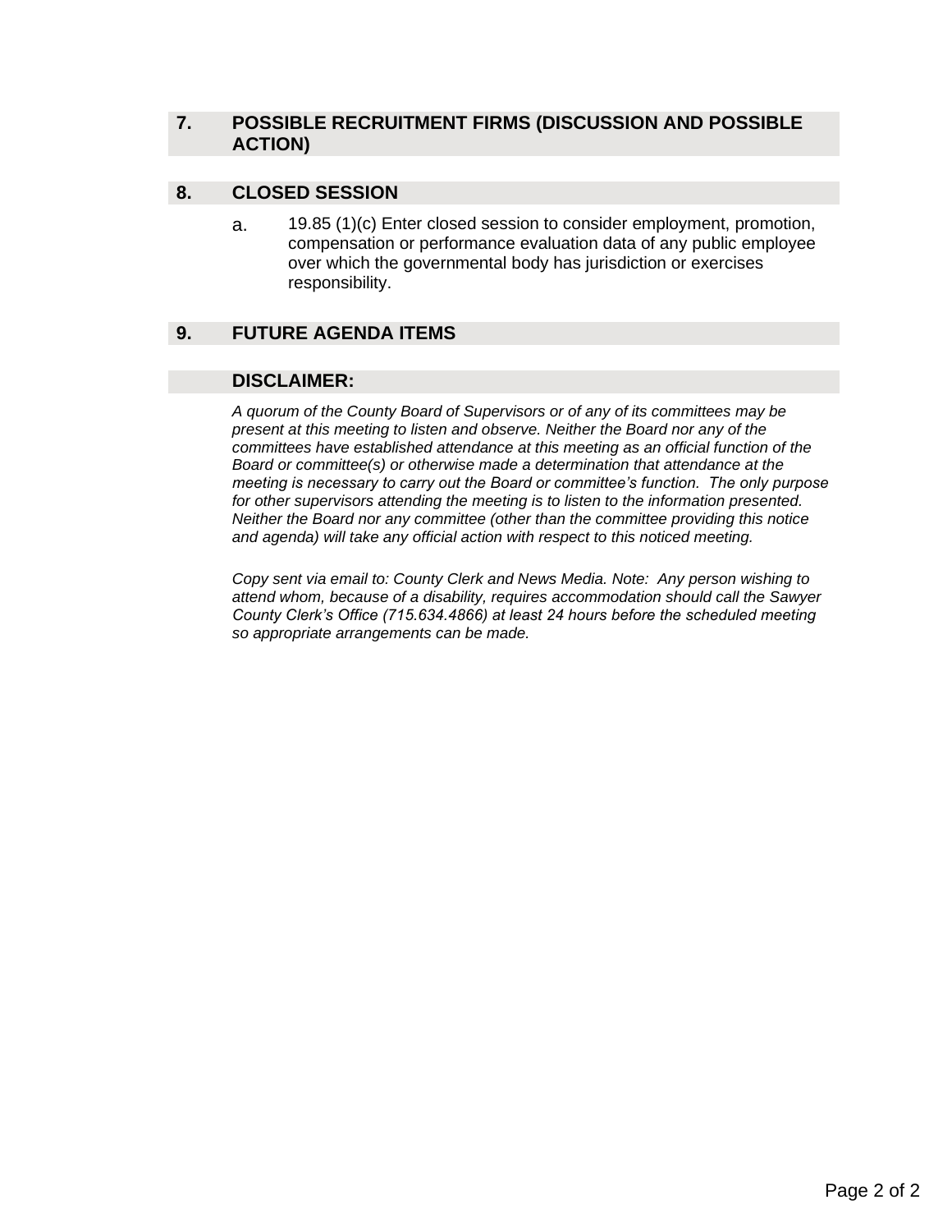## 7. POSSIBLE RECRUITMENT FIRMS (DISCUSSION AND POSSIBLE ACTION)

## 8. CLOSED SESSION

a. 19.85 (1)(c) Enter closed session to consider employment, promotion, compensation or performance evaluation data of any public employee over which the governmental body has jurisdiction or exercises responsibility.

## 9. FUTURE AGENDA ITEMS

## DISCLAIMER:

*A quorum of the County Board of Supervisors or of any of its committees may be present at this meeting to listen and observe. Neither the Board nor any of the committees have established attendance at this meeting as an official function of the Board or committee(s) or otherwise made a determination that attendance at the meeting is necessary to carry out the Board or committee's function. The only purpose for other supervisors attending the meeting is to listen to the information presented. Neither the Board nor any committee (other than the committee providing this notice and agenda) will take any official action with respect to this noticed meeting.*

*Copy sent via email to: County Clerk and News Media. Note: Any person wishing to attend whom, because of a disability, requires accommodation should call the Sawyer County Clerk's Office (715.634.4866) at least 24 hours before the scheduled meeting so appropriate arrangements can be made.*